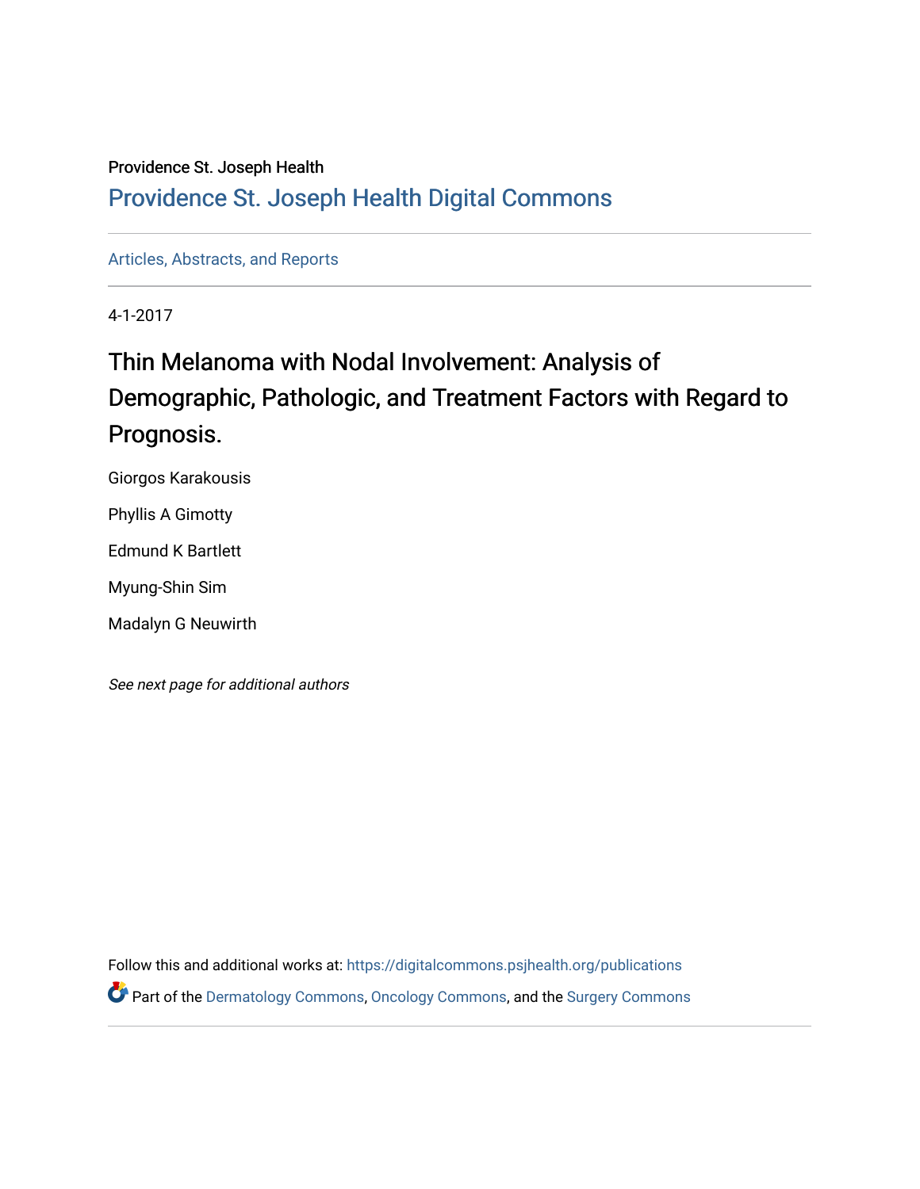Providence St. Joseph Health

## Providence St. Joseph Health Digital Commons

Articles, Abstracts, and Reports

4-1-2017

# Thin Melanoma with Nodal Involvement: Analysis of Demographic, Pathologic, and Treatment Factors with Regard to Prognosis.

Giorgos Karakousis

Phyllis A Gimotty

Edmund K Bartlett

Myung-Shin Sim

Madalyn G Neuwirth

*See next page for additional authors*

Follow this and additional works at: https://digitalcommons.psjhealth.org/publications

Part of the Dermatology Commons, Oncology Commons, and the Surgery Commons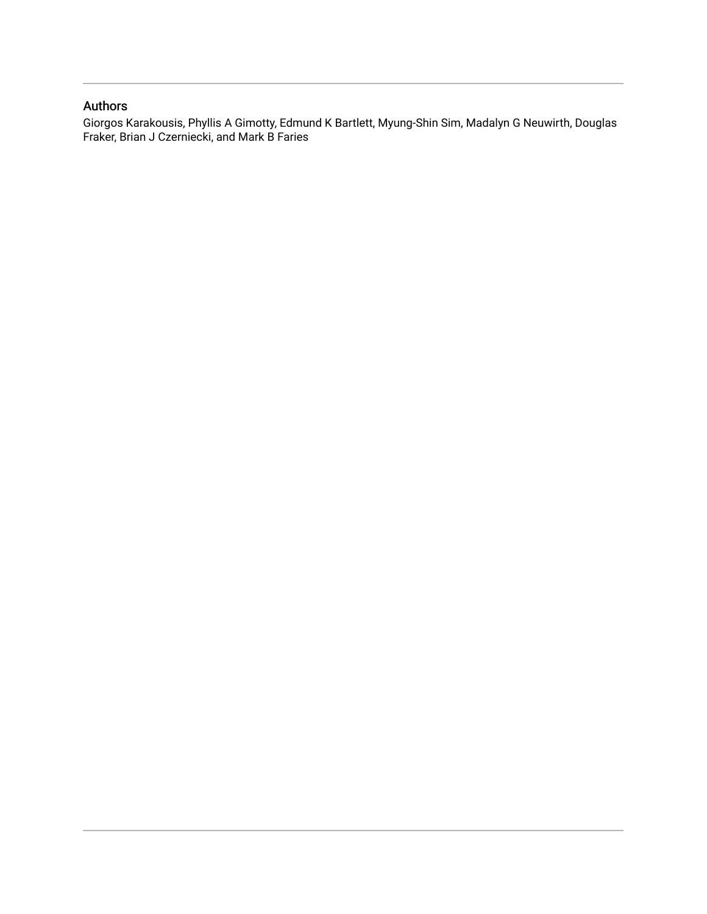## Authors

Giorgos Karakousis, Phyllis A Gimotty, Edmund K Bartlett, Myung-Shin Sim, Madalyn G Neuwirth, Douglas Fraker, Brian J Czerniecki, and Mark B Faries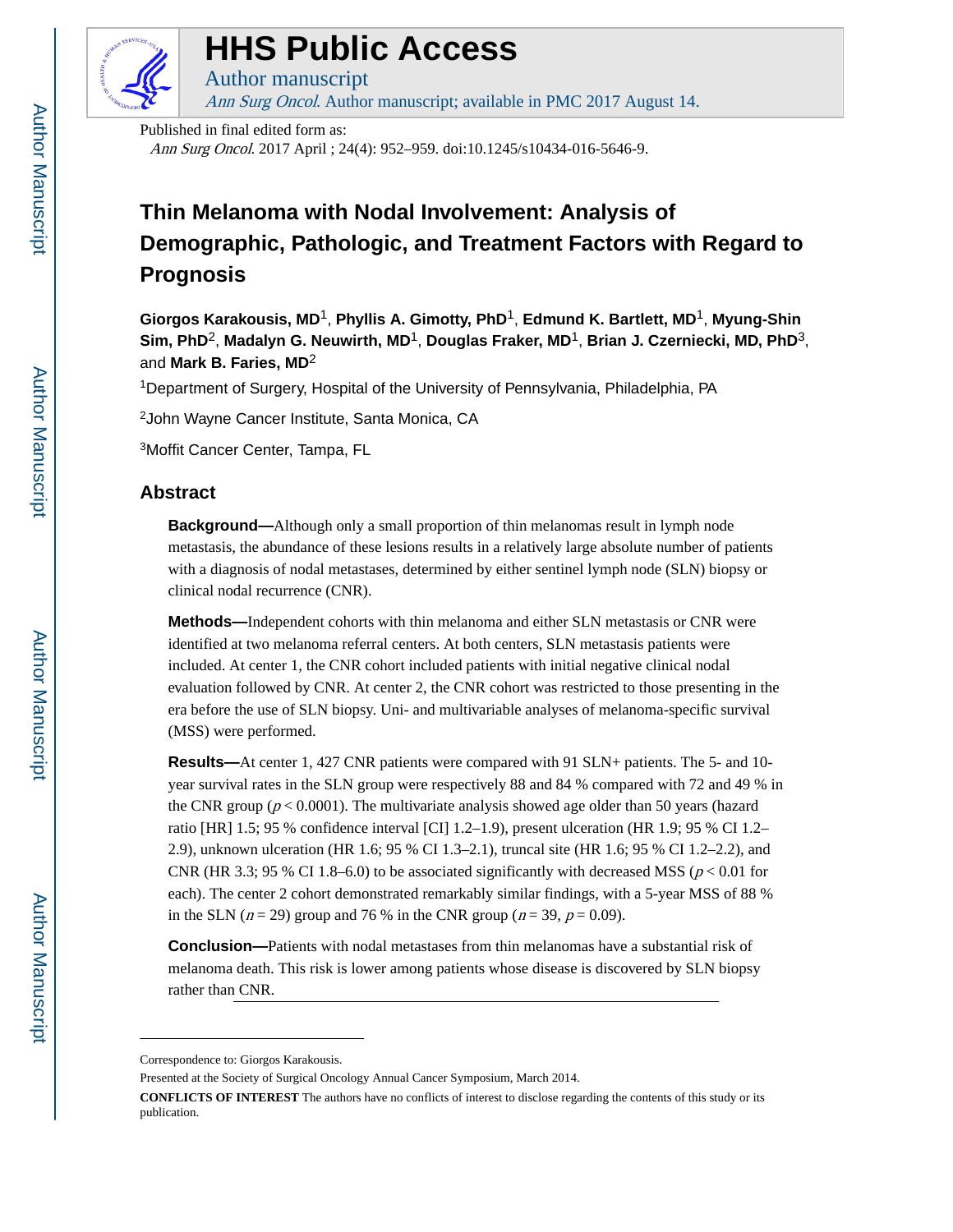# HHS Public Access

Author manuscript

*Ann Surg Oncol*. Author manuscript; available in PMC 2017 August 14.

Published in final edited form as:

*Ann Surg Oncol*. 2017 April ; 24(4): 952–959. doi:10.1245/s10434-016-5646-9.

# Thin Melanoma with Nodal Involvement: Analysis of Demographic, Pathologic, and Treatment Factors with Regard to Prognosis

**Giorgos Karakousis, MD**[1], **Phyllis A. Gimotty, PhD**[1], **Edmund K. Bartlett, MD**[1], **Myung-Shin Sim, PhD**[2], **Madalyn G. Neuwirth, MD**[1], **Douglas Fraker, MD**[1], **Brian J. Czerniecki, MD, PhD**[3], and **Mark B. Faries, MD**[2]

[1]Department of Surgery, Hospital of the University of Pennsylvania, Philadelphia, PA

[2]John Wayne Cancer Institute, Santa Monica, CA

[3]Moffit Cancer Center, Tampa, FL

## Abstract

**Background—**Although only a small proportion of thin melanomas result in lymph node metastasis, the abundance of these lesions results in a relatively large absolute number of patients with a diagnosis of nodal metastases, determined by either sentinel lymph node (SLN) biopsy or clinical nodal recurrence (CNR).

**Methods—**Independent cohorts with thin melanoma and either SLN metastasis or CNR were identified at two melanoma referral centers. At both centers, SLN metastasis patients were included. At center 1, the CNR cohort included patients with initial negative clinical nodal evaluation followed by CNR. At center 2, the CNR cohort was restricted to those presenting in the era before the use of SLN biopsy. Uni- and multivariable analyses of melanoma-specific survival (MSS) were performed.

**Results—**At center 1, 427 CNR patients were compared with 91 SLN+ patients. The 5- and 10-year survival rates in the SLN group were respectively 88 and 84 % compared with 72 and 49 % in the CNR group ($p < 0.0001$). The multivariate analysis showed age older than 50 years (hazard ratio [HR] 1.5; 95 % confidence interval [CI] 1.2–1.9), present ulceration (HR 1.9; 95 % CI 1.2–2.9), unknown ulceration (HR 1.6; 95 % CI 1.3–2.1), truncal site (HR 1.6; 95 % CI 1.2–2.2), and CNR (HR 3.3; 95 % CI 1.8–6.0) to be associated significantly with decreased MSS ($p < 0.01$ for each). The center 2 cohort demonstrated remarkably similar findings, with a 5-year MSS of 88 % in the SLN ($n = 29$) group and 76 % in the CNR group ($n = 39$, $p = 0.09$).

**Conclusion—**Patients with nodal metastases from thin melanomas have a substantial risk of melanoma death. This risk is lower among patients whose disease is discovered by SLN biopsy rather than CNR.

Correspondence to: Giorgos Karakousis.

Presented at the Society of Surgical Oncology Annual Cancer Symposium, March 2014.

**CONFLICTS OF INTEREST** The authors have no conflicts of interest to disclose regarding the contents of this study or its publication.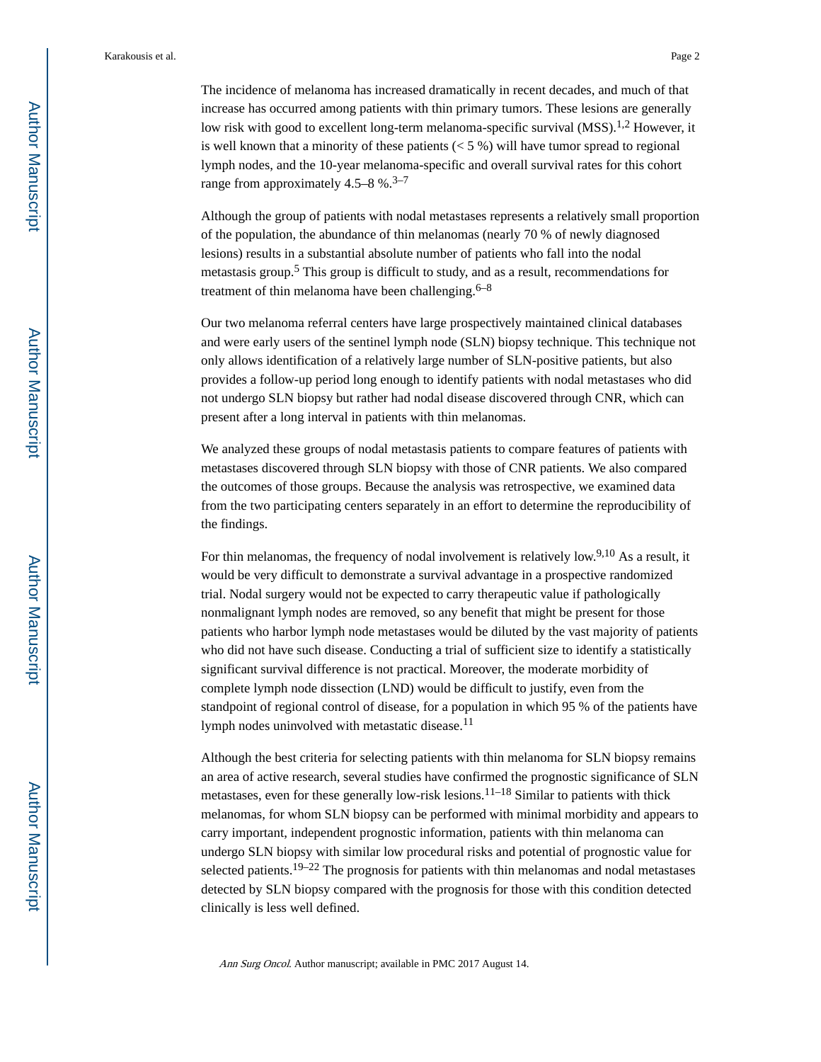The incidence of melanoma has increased dramatically in recent decades, and much of that increase has occurred among patients with thin primary tumors. These lesions are generally low risk with good to excellent long-term melanoma-specific survival (MSS).[1,2] However, it is well known that a minority of these patients (< 5 %) will have tumor spread to regional lymph nodes, and the 10-year melanoma-specific and overall survival rates for this cohort range from approximately 4.5–8 %.[3–7]

Although the group of patients with nodal metastases represents a relatively small proportion of the population, the abundance of thin melanomas (nearly 70 % of newly diagnosed lesions) results in a substantial absolute number of patients who fall into the nodal metastasis group.[5] This group is difficult to study, and as a result, recommendations for treatment of thin melanoma have been challenging.[6–8]

Our two melanoma referral centers have large prospectively maintained clinical databases and were early users of the sentinel lymph node (SLN) biopsy technique. This technique not only allows identification of a relatively large number of SLN-positive patients, but also provides a follow-up period long enough to identify patients with nodal metastases who did not undergo SLN biopsy but rather had nodal disease discovered through CNR, which can present after a long interval in patients with thin melanomas.

We analyzed these groups of nodal metastasis patients to compare features of patients with metastases discovered through SLN biopsy with those of CNR patients. We also compared the outcomes of those groups. Because the analysis was retrospective, we examined data from the two participating centers separately in an effort to determine the reproducibility of the findings.

For thin melanomas, the frequency of nodal involvement is relatively low.[9,10] As a result, it would be very difficult to demonstrate a survival advantage in a prospective randomized trial. Nodal surgery would not be expected to carry therapeutic value if pathologically nonmalignant lymph nodes are removed, so any benefit that might be present for those patients who harbor lymph node metastases would be diluted by the vast majority of patients who did not have such disease. Conducting a trial of sufficient size to identify a statistically significant survival difference is not practical. Moreover, the moderate morbidity of complete lymph node dissection (LND) would be difficult to justify, even from the standpoint of regional control of disease, for a population in which 95 % of the patients have lymph nodes uninvolved with metastatic disease.[11]

Although the best criteria for selecting patients with thin melanoma for SLN biopsy remains an area of active research, several studies have confirmed the prognostic significance of SLN metastases, even for these generally low-risk lesions.[11–18] Similar to patients with thick melanomas, for whom SLN biopsy can be performed with minimal morbidity and appears to carry important, independent prognostic information, patients with thin melanoma can undergo SLN biopsy with similar low procedural risks and potential of prognostic value for selected patients.[19–22] The prognosis for patients with thin melanomas and nodal metastases detected by SLN biopsy compared with the prognosis for those with this condition detected clinically is less well defined.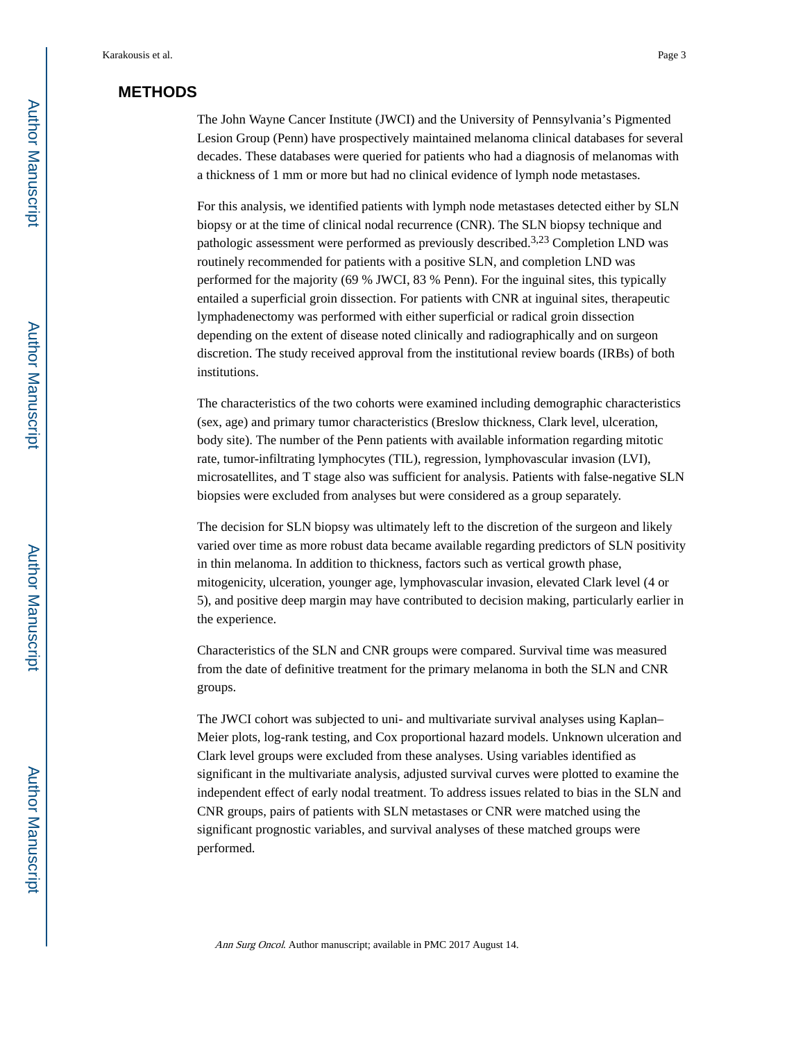## METHODS

The John Wayne Cancer Institute (JWCI) and the University of Pennsylvania's Pigmented Lesion Group (Penn) have prospectively maintained melanoma clinical databases for several decades. These databases were queried for patients who had a diagnosis of melanomas with a thickness of 1 mm or more but had no clinical evidence of lymph node metastases.

For this analysis, we identified patients with lymph node metastases detected either by SLN biopsy or at the time of clinical nodal recurrence (CNR). The SLN biopsy technique and pathologic assessment were performed as previously described.[3,23] Completion LND was routinely recommended for patients with a positive SLN, and completion LND was performed for the majority (69 % JWCI, 83 % Penn). For the inguinal sites, this typically entailed a superficial groin dissection. For patients with CNR at inguinal sites, therapeutic lymphadenectomy was performed with either superficial or radical groin dissection depending on the extent of disease noted clinically and radiographically and on surgeon discretion. The study received approval from the institutional review boards (IRBs) of both institutions.

The characteristics of the two cohorts were examined including demographic characteristics (sex, age) and primary tumor characteristics (Breslow thickness, Clark level, ulceration, body site). The number of the Penn patients with available information regarding mitotic rate, tumor-infiltrating lymphocytes (TIL), regression, lymphovascular invasion (LVI), microsatellites, and T stage also was sufficient for analysis. Patients with false-negative SLN biopsies were excluded from analyses but were considered as a group separately.

The decision for SLN biopsy was ultimately left to the discretion of the surgeon and likely varied over time as more robust data became available regarding predictors of SLN positivity in thin melanoma. In addition to thickness, factors such as vertical growth phase, mitogenicity, ulceration, younger age, lymphovascular invasion, elevated Clark level (4 or 5), and positive deep margin may have contributed to decision making, particularly earlier in the experience.

Characteristics of the SLN and CNR groups were compared. Survival time was measured from the date of definitive treatment for the primary melanoma in both the SLN and CNR groups.

The JWCI cohort was subjected to uni- and multivariate survival analyses using Kaplan–Meier plots, log-rank testing, and Cox proportional hazard models. Unknown ulceration and Clark level groups were excluded from these analyses. Using variables identified as significant in the multivariate analysis, adjusted survival curves were plotted to examine the independent effect of early nodal treatment. To address issues related to bias in the SLN and CNR groups, pairs of patients with SLN metastases or CNR were matched using the significant prognostic variables, and survival analyses of these matched groups were performed.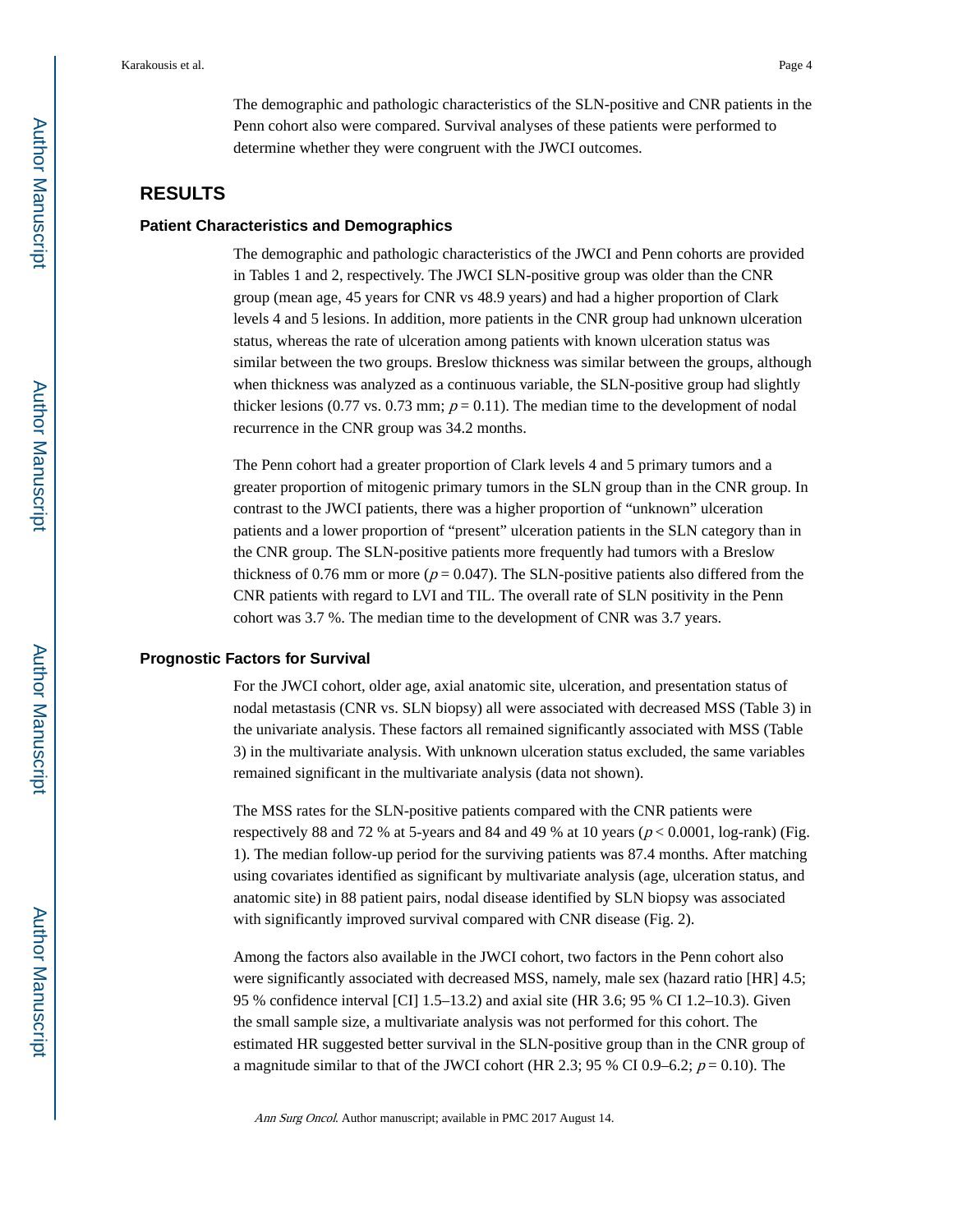The demographic and pathologic characteristics of the SLN-positive and CNR patients in the Penn cohort also were compared. Survival analyses of these patients were performed to determine whether they were congruent with the JWCI outcomes.

## RESULTS

### Patient Characteristics and Demographics

The demographic and pathologic characteristics of the JWCI and Penn cohorts are provided in Tables 1 and 2, respectively. The JWCI SLN-positive group was older than the CNR group (mean age, 45 years for CNR vs 48.9 years) and had a higher proportion of Clark levels 4 and 5 lesions. In addition, more patients in the CNR group had unknown ulceration status, whereas the rate of ulceration among patients with known ulceration status was similar between the two groups. Breslow thickness was similar between the groups, although when thickness was analyzed as a continuous variable, the SLN-positive group had slightly thicker lesions (0.77 vs. 0.73 mm; $p = 0.11$). The median time to the development of nodal recurrence in the CNR group was 34.2 months.

The Penn cohort had a greater proportion of Clark levels 4 and 5 primary tumors and a greater proportion of mitogenic primary tumors in the SLN group than in the CNR group. In contrast to the JWCI patients, there was a higher proportion of "unknown" ulceration patients and a lower proportion of "present" ulceration patients in the SLN category than in the CNR group. The SLN-positive patients more frequently had tumors with a Breslow thickness of 0.76 mm or more ($p = 0.047$). The SLN-positive patients also differed from the CNR patients with regard to LVI and TIL. The overall rate of SLN positivity in the Penn cohort was 3.7 %. The median time to the development of CNR was 3.7 years.

### Prognostic Factors for Survival

For the JWCI cohort, older age, axial anatomic site, ulceration, and presentation status of nodal metastasis (CNR vs. SLN biopsy) all were associated with decreased MSS (Table 3) in the univariate analysis. These factors all remained significantly associated with MSS (Table 3) in the multivariate analysis. With unknown ulceration status excluded, the same variables remained significant in the multivariate analysis (data not shown).

The MSS rates for the SLN-positive patients compared with the CNR patients were respectively 88 and 72 % at 5-years and 84 and 49 % at 10 years ($p < 0.0001$, log-rank) (Fig. 1). The median follow-up period for the surviving patients was 87.4 months. After matching using covariates identified as significant by multivariate analysis (age, ulceration status, and anatomic site) in 88 patient pairs, nodal disease identified by SLN biopsy was associated with significantly improved survival compared with CNR disease (Fig. 2).

Among the factors also available in the JWCI cohort, two factors in the Penn cohort also were significantly associated with decreased MSS, namely, male sex (hazard ratio [HR] 4.5; 95 % confidence interval [CI] 1.5–13.2) and axial site (HR 3.6; 95 % CI 1.2–10.3). Given the small sample size, a multivariate analysis was not performed for this cohort. The estimated HR suggested better survival in the SLN-positive group than in the CNR group of a magnitude similar to that of the JWCI cohort (HR 2.3; 95 % CI 0.9–6.2; $p = 0.10$). The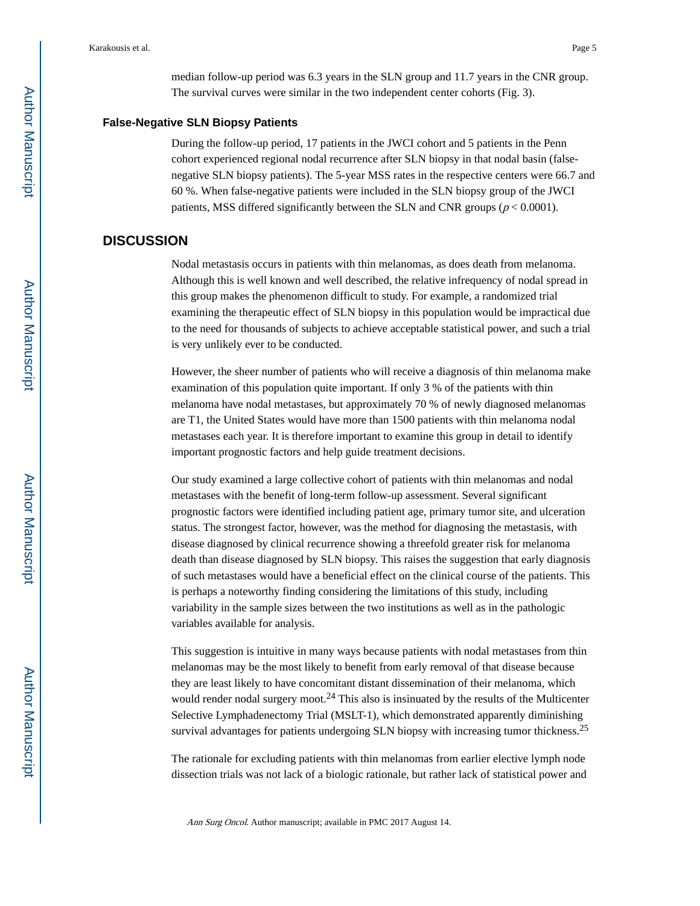median follow-up period was 6.3 years in the SLN group and 11.7 years in the CNR group. The survival curves were similar in the two independent center cohorts (Fig. 3).

### False-Negative SLN Biopsy Patients

During the follow-up period, 17 patients in the JWCI cohort and 5 patients in the Penn cohort experienced regional nodal recurrence after SLN biopsy in that nodal basin (false-negative SLN biopsy patients). The 5-year MSS rates in the respective centers were 66.7 and 60 %. When false-negative patients were included in the SLN biopsy group of the JWCI patients, MSS differed significantly between the SLN and CNR groups ($p < 0.0001$).

## DISCUSSION

Nodal metastasis occurs in patients with thin melanomas, as does death from melanoma. Although this is well known and well described, the relative infrequency of nodal spread in this group makes the phenomenon difficult to study. For example, a randomized trial examining the therapeutic effect of SLN biopsy in this population would be impractical due to the need for thousands of subjects to achieve acceptable statistical power, and such a trial is very unlikely ever to be conducted.

However, the sheer number of patients who will receive a diagnosis of thin melanoma make examination of this population quite important. If only 3 % of the patients with thin melanoma have nodal metastases, but approximately 70 % of newly diagnosed melanomas are T1, the United States would have more than 1500 patients with thin melanoma nodal metastases each year. It is therefore important to examine this group in detail to identify important prognostic factors and help guide treatment decisions.

Our study examined a large collective cohort of patients with thin melanomas and nodal metastases with the benefit of long-term follow-up assessment. Several significant prognostic factors were identified including patient age, primary tumor site, and ulceration status. The strongest factor, however, was the method for diagnosing the metastasis, with disease diagnosed by clinical recurrence showing a threefold greater risk for melanoma death than disease diagnosed by SLN biopsy. This raises the suggestion that early diagnosis of such metastases would have a beneficial effect on the clinical course of the patients. This is perhaps a noteworthy finding considering the limitations of this study, including variability in the sample sizes between the two institutions as well as in the pathologic variables available for analysis.

This suggestion is intuitive in many ways because patients with nodal metastases from thin melanomas may be the most likely to benefit from early removal of that disease because they are least likely to have concomitant distant dissemination of their melanoma, which would render nodal surgery moot.[24] This also is insinuated by the results of the Multicenter Selective Lymphadenectomy Trial (MSLT-1), which demonstrated apparently diminishing survival advantages for patients undergoing SLN biopsy with increasing tumor thickness.[25]

The rationale for excluding patients with thin melanomas from earlier elective lymph node dissection trials was not lack of a biologic rationale, but rather lack of statistical power and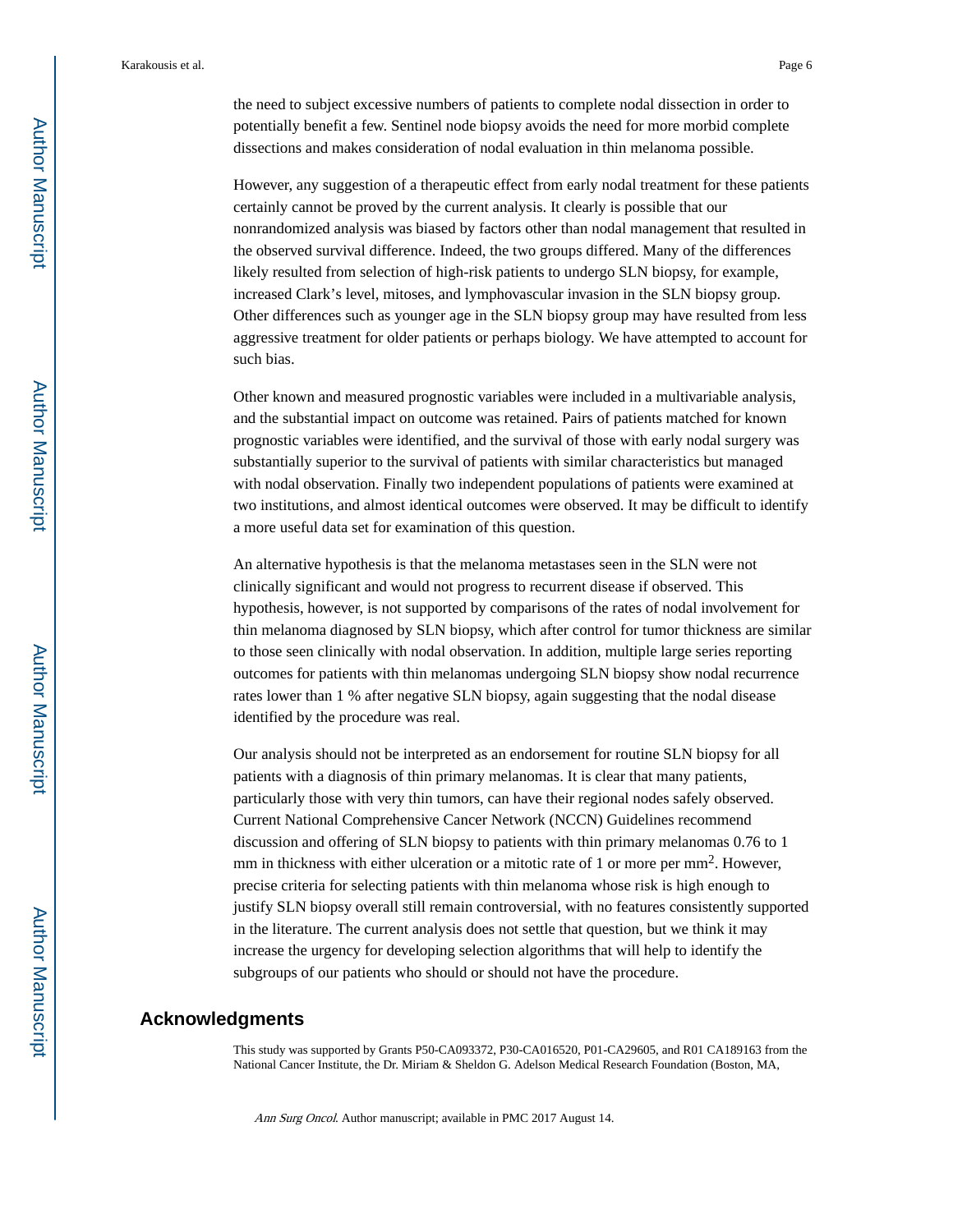the need to subject excessive numbers of patients to complete nodal dissection in order to potentially benefit a few. Sentinel node biopsy avoids the need for more morbid complete dissections and makes consideration of nodal evaluation in thin melanoma possible.

However, any suggestion of a therapeutic effect from early nodal treatment for these patients certainly cannot be proved by the current analysis. It clearly is possible that our nonrandomized analysis was biased by factors other than nodal management that resulted in the observed survival difference. Indeed, the two groups differed. Many of the differences likely resulted from selection of high-risk patients to undergo SLN biopsy, for example, increased Clark's level, mitoses, and lymphovascular invasion in the SLN biopsy group. Other differences such as younger age in the SLN biopsy group may have resulted from less aggressive treatment for older patients or perhaps biology. We have attempted to account for such bias.

Other known and measured prognostic variables were included in a multivariable analysis, and the substantial impact on outcome was retained. Pairs of patients matched for known prognostic variables were identified, and the survival of those with early nodal surgery was substantially superior to the survival of patients with similar characteristics but managed with nodal observation. Finally two independent populations of patients were examined at two institutions, and almost identical outcomes were observed. It may be difficult to identify a more useful data set for examination of this question.

An alternative hypothesis is that the melanoma metastases seen in the SLN were not clinically significant and would not progress to recurrent disease if observed. This hypothesis, however, is not supported by comparisons of the rates of nodal involvement for thin melanoma diagnosed by SLN biopsy, which after control for tumor thickness are similar to those seen clinically with nodal observation. In addition, multiple large series reporting outcomes for patients with thin melanomas undergoing SLN biopsy show nodal recurrence rates lower than 1 % after negative SLN biopsy, again suggesting that the nodal disease identified by the procedure was real.

Our analysis should not be interpreted as an endorsement for routine SLN biopsy for all patients with a diagnosis of thin primary melanomas. It is clear that many patients, particularly those with very thin tumors, can have their regional nodes safely observed. Current National Comprehensive Cancer Network (NCCN) Guidelines recommend discussion and offering of SLN biopsy to patients with thin primary melanomas 0.76 to 1 mm in thickness with either ulceration or a mitotic rate of 1 or more per $mm^2$. However, precise criteria for selecting patients with thin melanoma whose risk is high enough to justify SLN biopsy overall still remain controversial, with no features consistently supported in the literature. The current analysis does not settle that question, but we think it may increase the urgency for developing selection algorithms that will help to identify the subgroups of our patients who should or should not have the procedure.

## Acknowledgments

This study was supported by Grants P50-CA093372, P30-CA016520, P01-CA29605, and R01 CA189163 from the National Cancer Institute, the Dr. Miriam & Sheldon G. Adelson Medical Research Foundation (Boston, MA,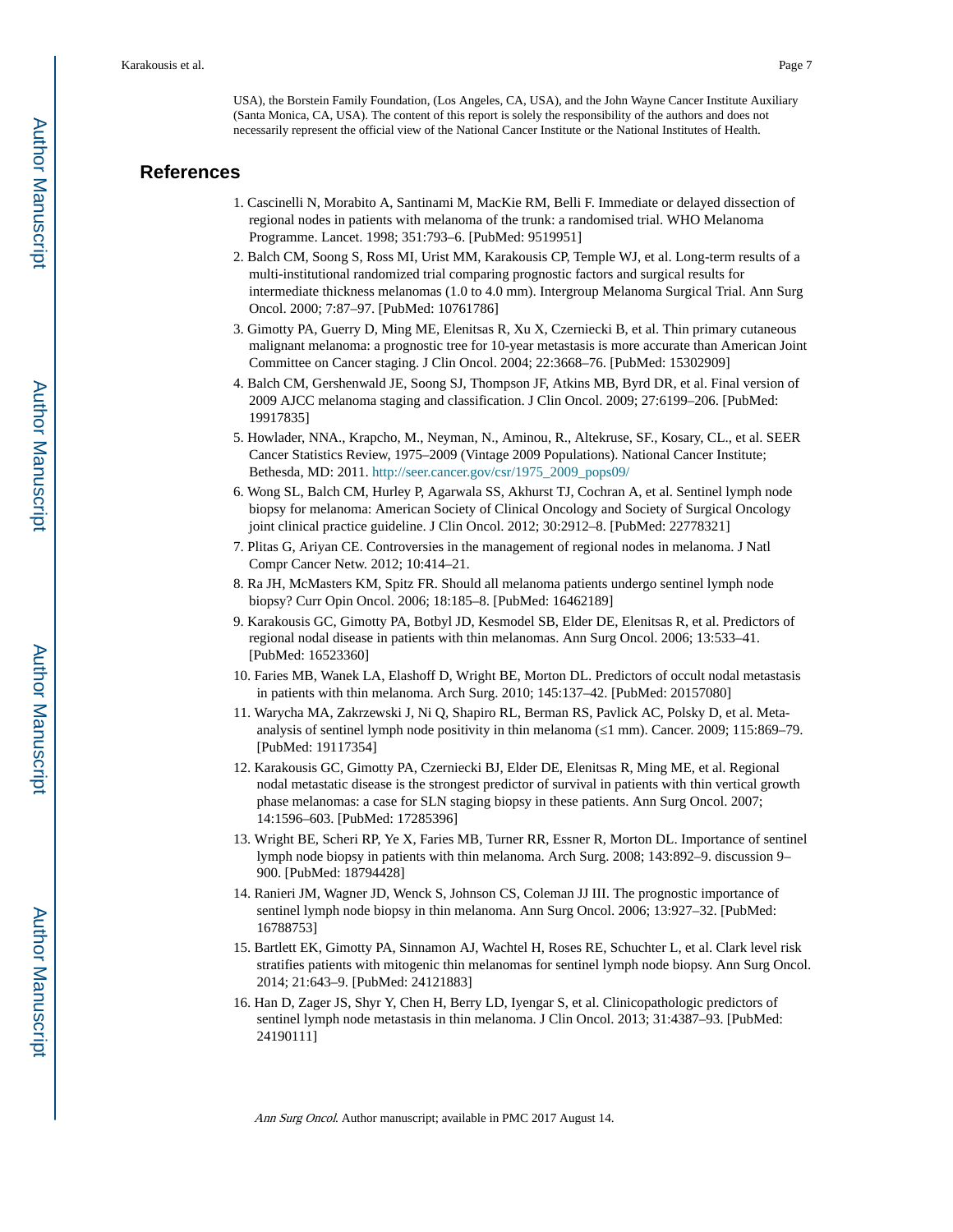USA), the Borstein Family Foundation, (Los Angeles, CA, USA), and the John Wayne Cancer Institute Auxiliary (Santa Monica, CA, USA). The content of this report is solely the responsibility of the authors and does not necessarily represent the official view of the National Cancer Institute or the National Institutes of Health.

## References

1. Cascinelli N, Morabito A, Santinami M, MacKie RM, Belli F. Immediate or delayed dissection of regional nodes in patients with melanoma of the trunk: a randomised trial. WHO Melanoma Programme. Lancet. 1998; 351:793–6. [PubMed: 9519951]
2. Balch CM, Soong S, Ross MI, Urist MM, Karakousis CP, Temple WJ, et al. Long-term results of a multi-institutional randomized trial comparing prognostic factors and surgical results for intermediate thickness melanomas (1.0 to 4.0 mm). Intergroup Melanoma Surgical Trial. Ann Surg Oncol. 2000; 7:87–97. [PubMed: 10761786]
3. Gimotty PA, Guerry D, Ming ME, Elenitsas R, Xu X, Czerniecki B, et al. Thin primary cutaneous malignant melanoma: a prognostic tree for 10-year metastasis is more accurate than American Joint Committee on Cancer staging. J Clin Oncol. 2004; 22:3668–76. [PubMed: 15302909]
4. Balch CM, Gershenwald JE, Soong SJ, Thompson JF, Atkins MB, Byrd DR, et al. Final version of 2009 AJCC melanoma staging and classification. J Clin Oncol. 2009; 27:6199–206. [PubMed: 19917835]
5. Howlader, NNA., Krapcho, M., Neyman, N., Aminou, R., Altekruse, SF., Kosary, CL., et al. SEER Cancer Statistics Review, 1975–2009 (Vintage 2009 Populations). National Cancer Institute; Bethesda, MD: 2011. http://seer.cancer.gov/csr/1975_2009_pops09/
6. Wong SL, Balch CM, Hurley P, Agarwala SS, Akhurst TJ, Cochran A, et al. Sentinel lymph node biopsy for melanoma: American Society of Clinical Oncology and Society of Surgical Oncology joint clinical practice guideline. J Clin Oncol. 2012; 30:2912–8. [PubMed: 22778321]
7. Plitas G, Ariyan CE. Controversies in the management of regional nodes in melanoma. J Natl Compr Cancer Netw. 2012; 10:414–21.
8. Ra JH, McMasters KM, Spitz FR. Should all melanoma patients undergo sentinel lymph node biopsy? Curr Opin Oncol. 2006; 18:185–8. [PubMed: 16462189]
9. Karakousis GC, Gimotty PA, Botbyl JD, Kesmodel SB, Elder DE, Elenitsas R, et al. Predictors of regional nodal disease in patients with thin melanomas. Ann Surg Oncol. 2006; 13:533–41. [PubMed: 16523360]
10. Faries MB, Wanek LA, Elashoff D, Wright BE, Morton DL. Predictors of occult nodal metastasis in patients with thin melanoma. Arch Surg. 2010; 145:137–42. [PubMed: 20157080]
11. Warycha MA, Zakrzewski J, Ni Q, Shapiro RL, Berman RS, Pavlick AC, Polsky D, et al. Meta-analysis of sentinel lymph node positivity in thin melanoma (≤1 mm). Cancer. 2009; 115:869–79. [PubMed: 19117354]
12. Karakousis GC, Gimotty PA, Czerniecki BJ, Elder DE, Elenitsas R, Ming ME, et al. Regional nodal metastatic disease is the strongest predictor of survival in patients with thin vertical growth phase melanomas: a case for SLN staging biopsy in these patients. Ann Surg Oncol. 2007; 14:1596–603. [PubMed: 17285396]
13. Wright BE, Scheri RP, Ye X, Faries MB, Turner RR, Essner R, Morton DL. Importance of sentinel lymph node biopsy in patients with thin melanoma. Arch Surg. 2008; 143:892–9. discussion 9–900. [PubMed: 18794428]
14. Ranieri JM, Wagner JD, Wenck S, Johnson CS, Coleman JJ III. The prognostic importance of sentinel lymph node biopsy in thin melanoma. Ann Surg Oncol. 2006; 13:927–32. [PubMed: 16788753]
15. Bartlett EK, Gimotty PA, Sinnamon AJ, Wachtel H, Roses RE, Schuchter L, et al. Clark level risk stratifies patients with mitogenic thin melanomas for sentinel lymph node biopsy. Ann Surg Oncol. 2014; 21:643–9. [PubMed: 24121883]
16. Han D, Zager JS, Shyr Y, Chen H, Berry LD, Iyengar S, et al. Clinicopathologic predictors of sentinel lymph node metastasis in thin melanoma. J Clin Oncol. 2013; 31:4387–93. [PubMed: 24190111]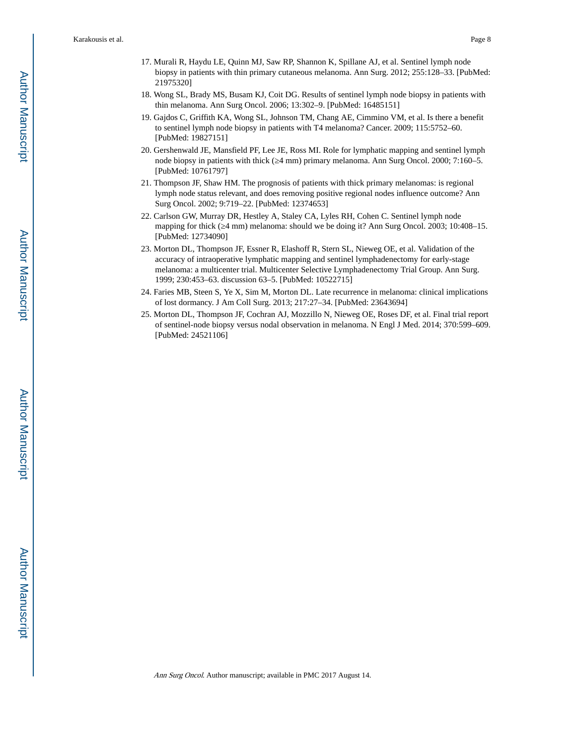17. Murali R, Haydu LE, Quinn MJ, Saw RP, Shannon K, Spillane AJ, et al. Sentinel lymph node biopsy in patients with thin primary cutaneous melanoma. Ann Surg. 2012; 255:128–33. [PubMed: 21975320]
18. Wong SL, Brady MS, Busam KJ, Coit DG. Results of sentinel lymph node biopsy in patients with thin melanoma. Ann Surg Oncol. 2006; 13:302–9. [PubMed: 16485151]
19. Gajdos C, Griffith KA, Wong SL, Johnson TM, Chang AE, Cimmino VM, et al. Is there a benefit to sentinel lymph node biopsy in patients with T4 melanoma? Cancer. 2009; 115:5752–60. [PubMed: 19827151]
20. Gershenwald JE, Mansfield PF, Lee JE, Ross MI. Role for lymphatic mapping and sentinel lymph node biopsy in patients with thick (≥4 mm) primary melanoma. Ann Surg Oncol. 2000; 7:160–5. [PubMed: 10761797]
21. Thompson JF, Shaw HM. The prognosis of patients with thick primary melanomas: is regional lymph node status relevant, and does removing positive regional nodes influence outcome? Ann Surg Oncol. 2002; 9:719–22. [PubMed: 12374653]
22. Carlson GW, Murray DR, Hestley A, Staley CA, Lyles RH, Cohen C. Sentinel lymph node mapping for thick (≥4 mm) melanoma: should we be doing it? Ann Surg Oncol. 2003; 10:408–15. [PubMed: 12734090]
23. Morton DL, Thompson JF, Essner R, Elashoff R, Stern SL, Nieweg OE, et al. Validation of the accuracy of intraoperative lymphatic mapping and sentinel lymphadenectomy for early-stage melanoma: a multicenter trial. Multicenter Selective Lymphadenectomy Trial Group. Ann Surg. 1999; 230:453–63. discussion 63–5. [PubMed: 10522715]
24. Faries MB, Steen S, Ye X, Sim M, Morton DL. Late recurrence in melanoma: clinical implications of lost dormancy. J Am Coll Surg. 2013; 217:27–34. [PubMed: 23643694]
25. Morton DL, Thompson JF, Cochran AJ, Mozzillo N, Nieweg OE, Roses DF, et al. Final trial report of sentinel-node biopsy versus nodal observation in melanoma. N Engl J Med. 2014; 370:599–609. [PubMed: 24521106]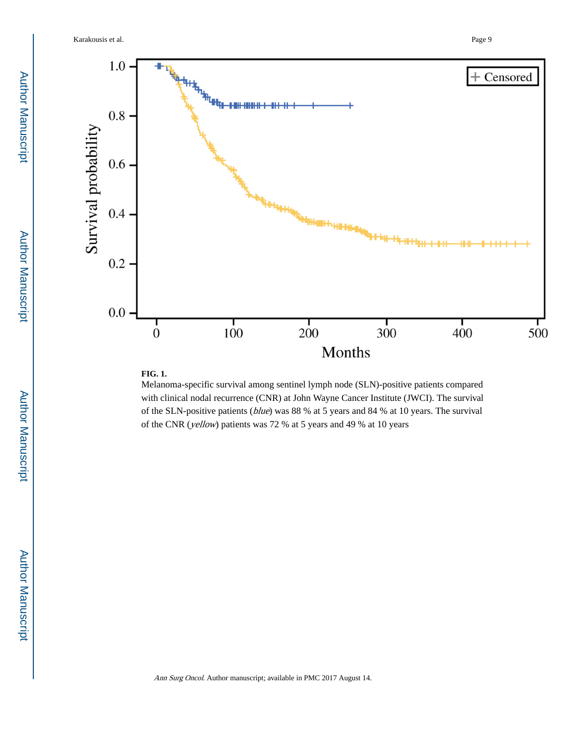**FIG. 1.**

Melanoma-specific survival among sentinel lymph node (SLN)-positive patients compared with clinical nodal recurrence (CNR) at John Wayne Cancer Institute (JWCI). The survival of the SLN-positive patients (*blue*) was 88 % at 5 years and 84 % at 10 years. The survival of the CNR (*yellow*) patients was 72 % at 5 years and 49 % at 10 years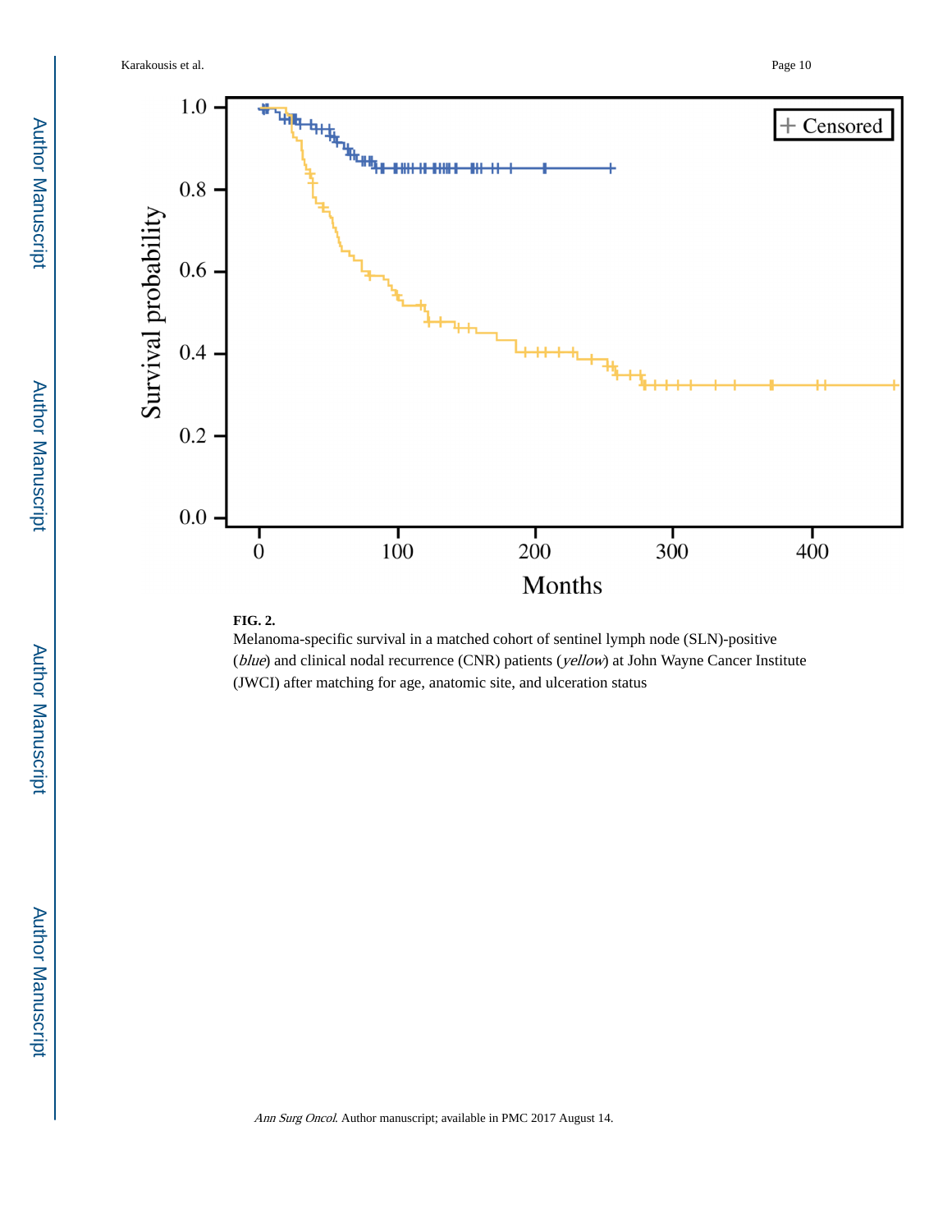**FIG. 2.**

Melanoma-specific survival in a matched cohort of sentinel lymph node (SLN)-positive (*blue*) and clinical nodal recurrence (CNR) patients (*yellow*) at John Wayne Cancer Institute (JWCI) after matching for age, anatomic site, and ulceration status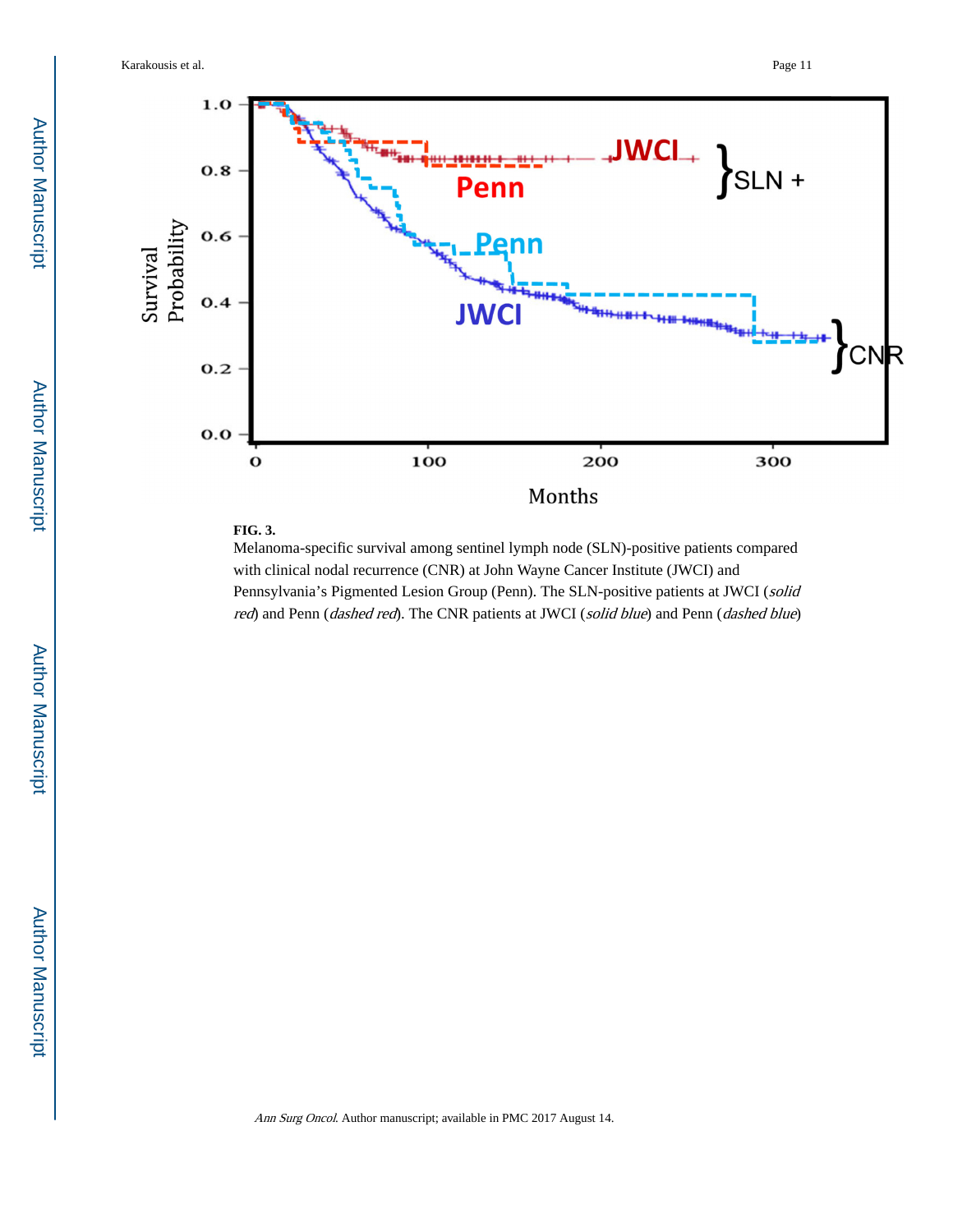**FIG. 3.**

Melanoma-specific survival among sentinel lymph node (SLN)-positive patients compared with clinical nodal recurrence (CNR) at John Wayne Cancer Institute (JWCI) and Pennsylvania's Pigmented Lesion Group (Penn). The SLN-positive patients at JWCI (*solid red*) and Penn (*dashed red*). The CNR patients at JWCI (*solid blue*) and Penn (*dashed blue*)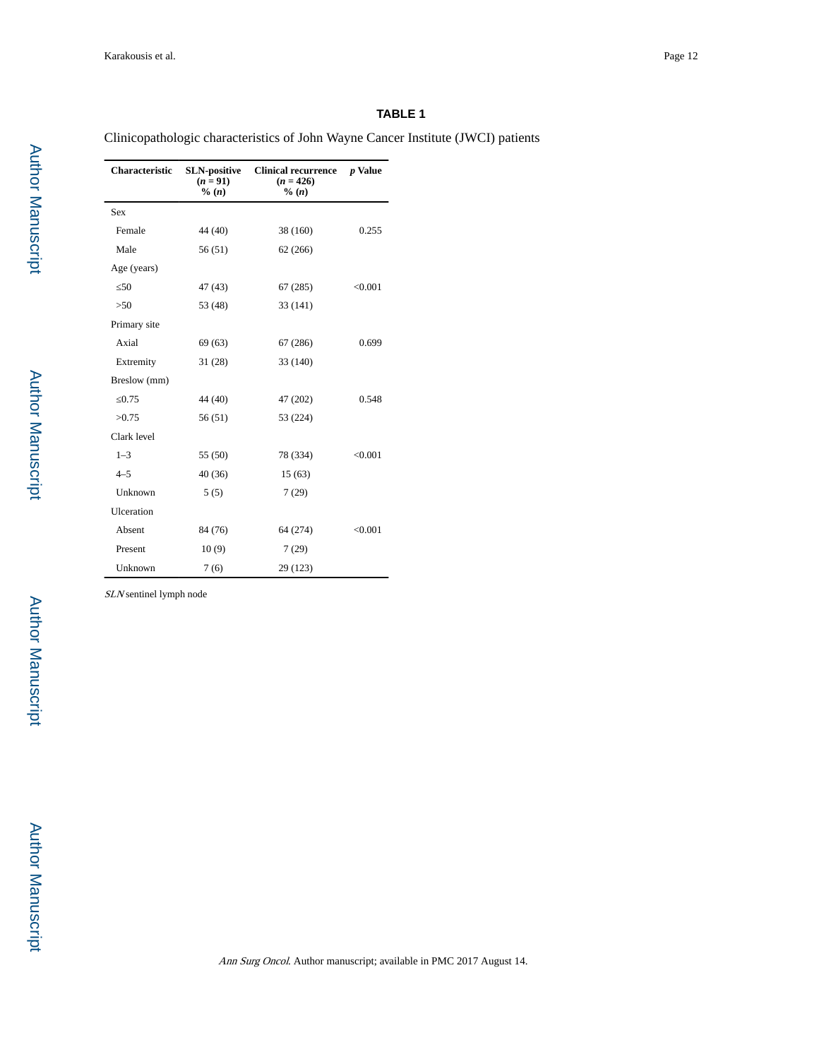**TABLE 1**

Clinicopathologic characteristics of John Wayne Cancer Institute (JWCI) patients

| Characteristic | SLN-positive ($n$ = 91) % ($n$) | Clinical recurrence ($n$ = 426) % ($n$) | $p$ Value |
|---|---|---|---|
| Sex | | | |
| Female | 44 (40) | 38 (160) | 0.255 |
| Male | 56 (51) | 62 (266) | |
| Age (years) | | | |
| ≤50 | 47 (43) | 67 (285) | <0.001 |
| >50 | 53 (48) | 33 (141) | |
| Primary site | | | |
| Axial | 69 (63) | 67 (286) | 0.699 |
| Extremity | 31 (28) | 33 (140) | |
| Breslow (mm) | | | |
| ≤0.75 | 44 (40) | 47 (202) | 0.548 |
| >0.75 | 56 (51) | 53 (224) | |
| Clark level | | | |
| 1–3 | 55 (50) | 78 (334) | <0.001 |
| 4–5 | 40 (36) | 15 (63) | |
| Unknown | 5 (5) | 7 (29) | |
| Ulceration | | | |
| Absent | 84 (76) | 64 (274) | <0.001 |
| Present | 10 (9) | 7 (29) | |
| Unknown | 7 (6) | 29 (123) | |

*SLN* sentinel lymph node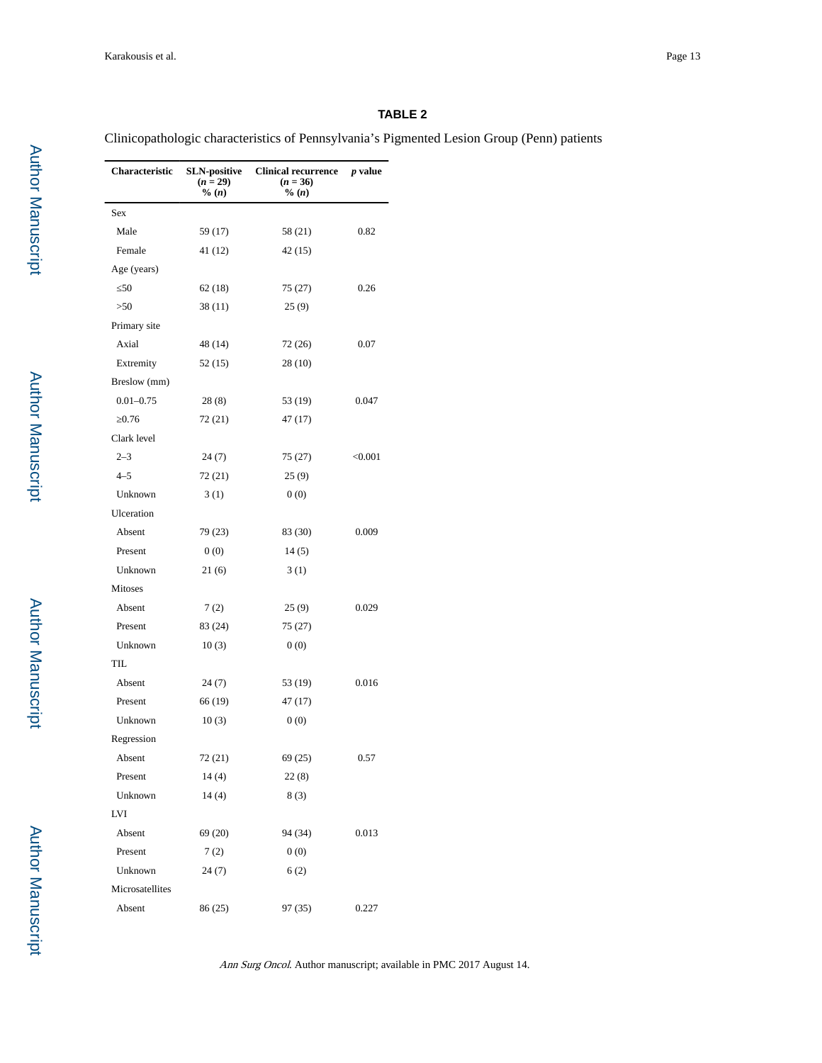**TABLE 2**

Clinicopathologic characteristics of Pennsylvania's Pigmented Lesion Group (Penn) patients

| Characteristic | SLN-positive ($n$ = 29) % ($n$) | Clinical recurrence ($n$ = 36) % ($n$) | $p$ value |
|---|---|---|---|
| Sex | | | |
| Male | 59 (17) | 58 (21) | 0.82 |
| Female | 41 (12) | 42 (15) | |
| Age (years) | | | |
| ≤50 | 62 (18) | 75 (27) | 0.26 |
| >50 | 38 (11) | 25 (9) | |
| Primary site | | | |
| Axial | 48 (14) | 72 (26) | 0.07 |
| Extremity | 52 (15) | 28 (10) | |
| Breslow (mm) | | | |
| 0.01–0.75 | 28 (8) | 53 (19) | 0.047 |
| ≥0.76 | 72 (21) | 47 (17) | |
| Clark level | | | |
| 2–3 | 24 (7) | 75 (27) | <0.001 |
| 4–5 | 72 (21) | 25 (9) | |
| Unknown | 3 (1) | 0 (0) | |
| Ulceration | | | |
| Absent | 79 (23) | 83 (30) | 0.009 |
| Present | 0 (0) | 14 (5) | |
| Unknown | 21 (6) | 3 (1) | |
| Mitoses | | | |
| Absent | 7 (2) | 25 (9) | 0.029 |
| Present | 83 (24) | 75 (27) | |
| Unknown | 10 (3) | 0 (0) | |
| TIL | | | |
| Absent | 24 (7) | 53 (19) | 0.016 |
| Present | 66 (19) | 47 (17) | |
| Unknown | 10 (3) | 0 (0) | |
| Regression | | | |
| Absent | 72 (21) | 69 (25) | 0.57 |
| Present | 14 (4) | 22 (8) | |
| Unknown | 14 (4) | 8 (3) | |
| LVI | | | |
| Absent | 69 (20) | 94 (34) | 0.013 |
| Present | 7 (2) | 0 (0) | |
| Unknown | 24 (7) | 6 (2) | |
| Microsatellites | | | |
| Absent | 86 (25) | 97 (35) | 0.227 |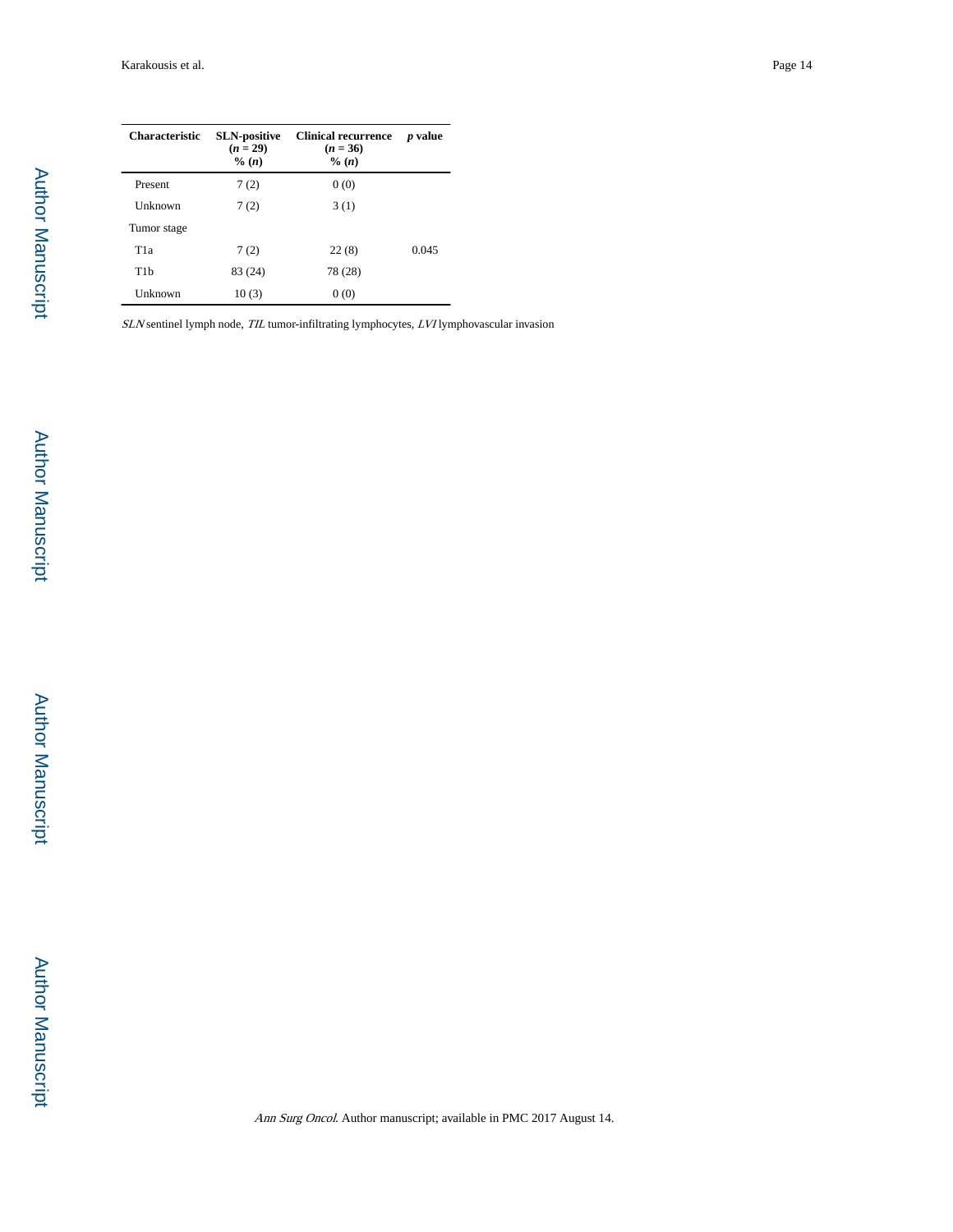| Characteristic | SLN-positive ($n$ = 29) % ($n$) | Clinical recurrence ($n$ = 36) % ($n$) | $p$ value |
|---|---|---|---|
| Present | 7 (2) | 0 (0) | |
| Unknown | 7 (2) | 3 (1) | |
| Tumor stage | | | |
| T1a | 7 (2) | 22 (8) | 0.045 |
| T1b | 83 (24) | 78 (28) | |
| Unknown | 10 (3) | 0 (0) | |

*SLN* sentinel lymph node, *TIL* tumor-infiltrating lymphocytes, *LVI* lymphovascular invasion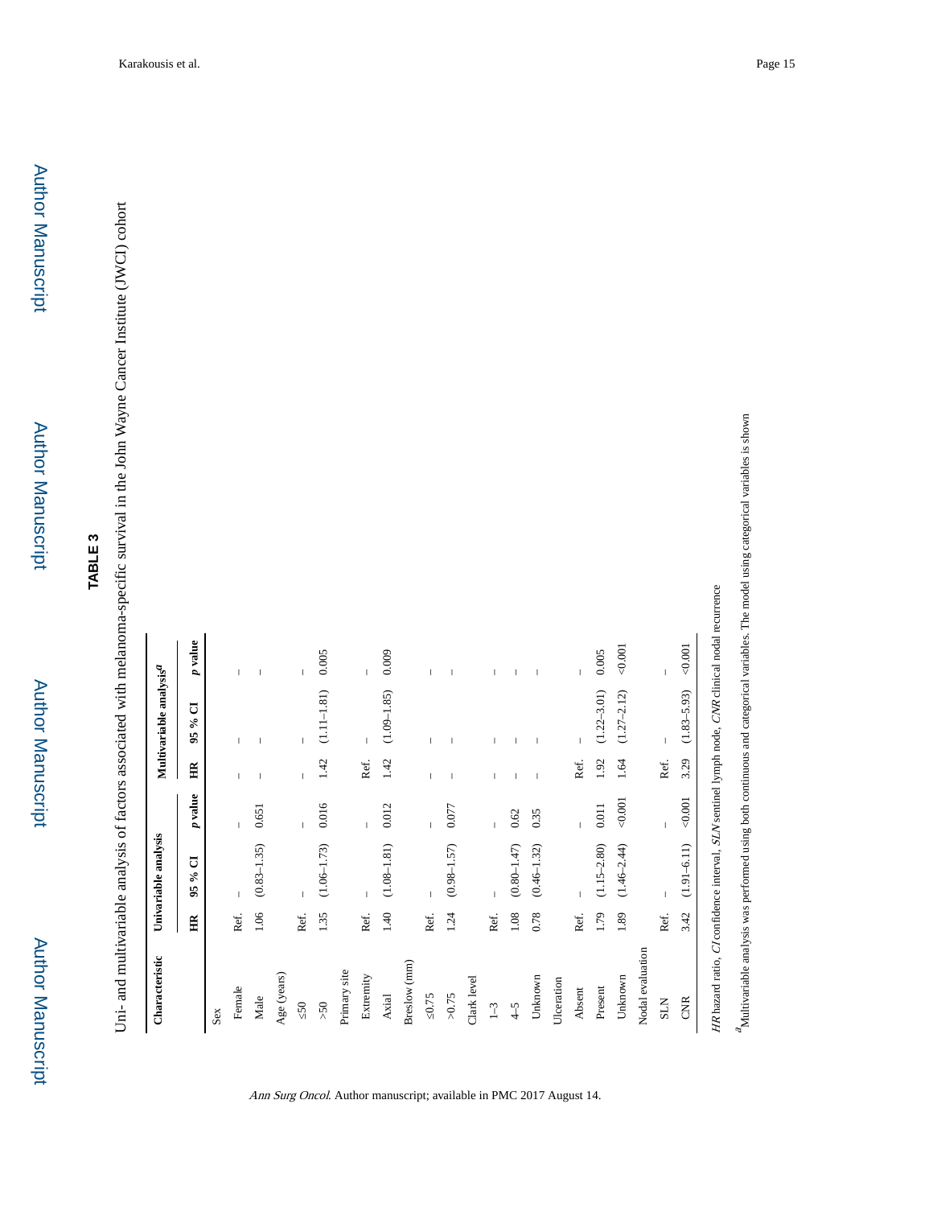## TABLE 3

Uni- and multivariable analysis of factors associated with melanoma-specific survival in the John Wayne Cancer Institute (JWCI) cohort

| Characteristic | Univariable analysis | | | Multivariable analysis[a] | | |
|---|---|---|---|---|---|---|
| | HR | 95 % CI | *p* value | HR | 95 % CI | *p* value |
| Sex | | | | | | |
| Female | Ref. | – | – | – | – | – |
| Male | 1.06 | (0.83–1.35) | 0.651 | – | – | – |
| Age (years) | | | | | | |
| ≤50 | Ref. | – | – | – | – | – |
| >50 | 1.35 | (1.06–1.73) | 0.016 | 1.42 | (1.11–1.81) | 0.005 |
| Primary site | | | | | | |
| Extremity | Ref. | – | – | Ref. | – | – |
| Axial | 1.40 | (1.08–1.81) | 0.012 | 1.42 | (1.09–1.85) | 0.009 |
| Breslow (mm) | | | | | | |
| ≤0.75 | Ref. | – | – | – | – | – |
| >0.75 | 1.24 | (0.98–1.57) | 0.077 | – | – | – |
| Clark level | | | | | | |
| 1–3 | Ref. | – | – | – | – | – |
| 4–5 | 1.08 | (0.80–1.47) | 0.62 | – | – | – |
| Unknown | 0.78 | (0.46–1.32) | 0.35 | – | – | – |
| Ulceration | | | | | | |
| Absent | Ref. | – | – | Ref. | – | – |
| Present | 1.79 | (1.15–2.80) | 0.011 | 1.92 | (1.22–3.01) | 0.005 |
| Unknown | 1.89 | (1.46–2.44) | <0.001 | 1.64 | (1.27–2.12) | <0.001 |
| Nodal evaluation | | | | | | |
| SLN | Ref. | – | – | Ref. | – | – |
| CNR | 3.42 | (1.91–6.11) | <0.001 | 3.29 | (1.83–5.93) | <0.001 |

*HR* hazard ratio, *CI* confidence interval, *SLN* sentinel lymph node, *CNR* clinical nodal recurrence

[a] Multivariable analysis was performed using both continuous and categorical variables. The model using categorical variables is shown